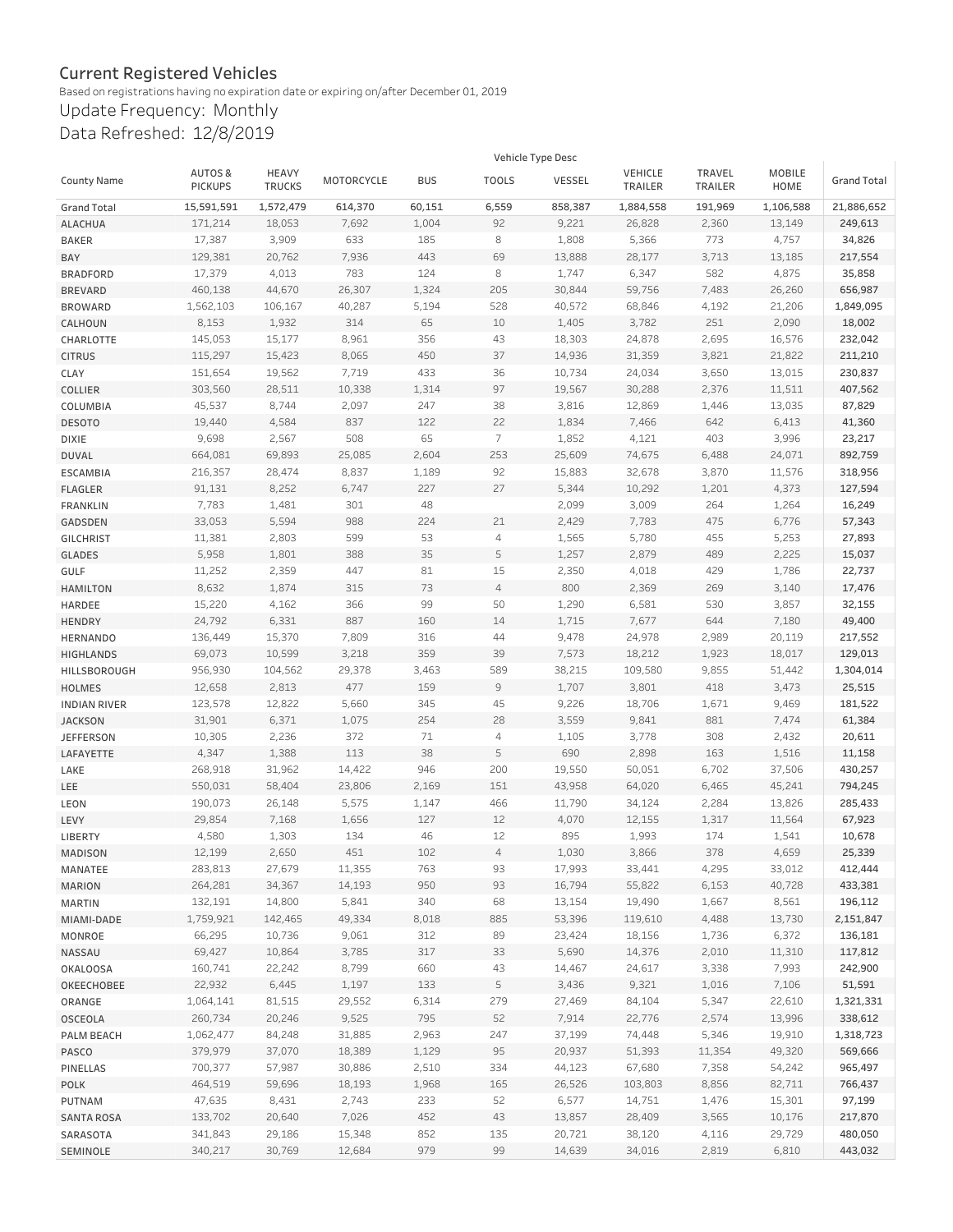# Current Registered Vehicles

Based on registrations having no expiration date or expiring on/after December 01, 2019

## Update Frequency: Monthly

## Data Refreshed: 12/8/2019

| | Vehicle Type Desc | | | | | | | | | |
|---|---|---|---|---|---|---|---|---|---|---|
| County Name | AUTOS & PICKUPS | HEAVY TRUCKS | MOTORCYCLE | BUS | TOOLS | VESSEL | VEHICLE TRAILER | TRAVEL TRAILER | MOBILE HOME | Grand Total |
| Grand Total | 15,591,591 | 1,572,479 | 614,370 | 60,151 | 6,559 | 858,387 | 1,884,558 | 191,969 | 1,106,588 | 21,886,652 |
| ALACHUA | 171,214 | 18,053 | 7,692 | 1,004 | 92 | 9,221 | 26,828 | 2,360 | 13,149 | 249,613 |
| BAKER | 17,387 | 3,909 | 633 | 185 | 8 | 1,808 | 5,366 | 773 | 4,757 | 34,826 |
| BAY | 129,381 | 20,762 | 7,936 | 443 | 69 | 13,888 | 28,177 | 3,713 | 13,185 | 217,554 |
| BRADFORD | 17,379 | 4,013 | 783 | 124 | 8 | 1,747 | 6,347 | 582 | 4,875 | 35,858 |
| BREVARD | 460,138 | 44,670 | 26,307 | 1,324 | 205 | 30,844 | 59,756 | 7,483 | 26,260 | 656,987 |
| BROWARD | 1,562,103 | 106,167 | 40,287 | 5,194 | 528 | 40,572 | 68,846 | 4,192 | 21,206 | 1,849,095 |
| CALHOUN | 8,153 | 1,932 | 314 | 65 | 10 | 1,405 | 3,782 | 251 | 2,090 | 18,002 |
| CHARLOTTE | 145,053 | 15,177 | 8,961 | 356 | 43 | 18,303 | 24,878 | 2,695 | 16,576 | 232,042 |
| CITRUS | 115,297 | 15,423 | 8,065 | 450 | 37 | 14,936 | 31,359 | 3,821 | 21,822 | 211,210 |
| CLAY | 151,654 | 19,562 | 7,719 | 433 | 36 | 10,734 | 24,034 | 3,650 | 13,015 | 230,837 |
| COLLIER | 303,560 | 28,511 | 10,338 | 1,314 | 97 | 19,567 | 30,288 | 2,376 | 11,511 | 407,562 |
| COLUMBIA | 45,537 | 8,744 | 2,097 | 247 | 38 | 3,816 | 12,869 | 1,446 | 13,035 | 87,829 |
| DESOTO | 19,440 | 4,584 | 837 | 122 | 22 | 1,834 | 7,466 | 642 | 6,413 | 41,360 |
| DIXIE | 9,698 | 2,567 | 508 | 65 | 7 | 1,852 | 4,121 | 403 | 3,996 | 23,217 |
| DUVAL | 664,081 | 69,893 | 25,085 | 2,604 | 253 | 25,609 | 74,675 | 6,488 | 24,071 | 892,759 |
| ESCAMBIA | 216,357 | 28,474 | 8,837 | 1,189 | 92 | 15,883 | 32,678 | 3,870 | 11,576 | 318,956 |
| FLAGLER | 91,131 | 8,252 | 6,747 | 227 | 27 | 5,344 | 10,292 | 1,201 | 4,373 | 127,594 |
| FRANKLIN | 7,783 | 1,481 | 301 | 48 | | 2,099 | 3,009 | 264 | 1,264 | 16,249 |
| GADSDEN | 33,053 | 5,594 | 988 | 224 | 21 | 2,429 | 7,783 | 475 | 6,776 | 57,343 |
| GILCHRIST | 11,381 | 2,803 | 599 | 53 | 4 | 1,565 | 5,780 | 455 | 5,253 | 27,893 |
| GLADES | 5,958 | 1,801 | 388 | 35 | 5 | 1,257 | 2,879 | 489 | 2,225 | 15,037 |
| GULF | 11,252 | 2,359 | 447 | 81 | 15 | 2,350 | 4,018 | 429 | 1,786 | 22,737 |
| HAMILTON | 8,632 | 1,874 | 315 | 73 | 4 | 800 | 2,369 | 269 | 3,140 | 17,476 |
| HARDEE | 15,220 | 4,162 | 366 | 99 | 50 | 1,290 | 6,581 | 530 | 3,857 | 32,155 |
| HENDRY | 24,792 | 6,331 | 887 | 160 | 14 | 1,715 | 7,677 | 644 | 7,180 | 49,400 |
| HERNANDO | 136,449 | 15,370 | 7,809 | 316 | 44 | 9,478 | 24,978 | 2,989 | 20,119 | 217,552 |
| HIGHLANDS | 69,073 | 10,599 | 3,218 | 359 | 39 | 7,573 | 18,212 | 1,923 | 18,017 | 129,013 |
| HILLSBOROUGH | 956,930 | 104,562 | 29,378 | 3,463 | 589 | 38,215 | 109,580 | 9,855 | 51,442 | 1,304,014 |
| HOLMES | 12,658 | 2,813 | 477 | 159 | 9 | 1,707 | 3,801 | 418 | 3,473 | 25,515 |
| INDIAN RIVER | 123,578 | 12,822 | 5,660 | 345 | 45 | 9,226 | 18,706 | 1,671 | 9,469 | 181,522 |
| JACKSON | 31,901 | 6,371 | 1,075 | 254 | 28 | 3,559 | 9,841 | 881 | 7,474 | 61,384 |
| JEFFERSON | 10,305 | 2,236 | 372 | 71 | 4 | 1,105 | 3,778 | 308 | 2,432 | 20,611 |
| LAFAYETTE | 4,347 | 1,388 | 113 | 38 | 5 | 690 | 2,898 | 163 | 1,516 | 11,158 |
| LAKE | 268,918 | 31,962 | 14,422 | 946 | 200 | 19,550 | 50,051 | 6,702 | 37,506 | 430,257 |
| LEE | 550,031 | 58,404 | 23,806 | 2,169 | 151 | 43,958 | 64,020 | 6,465 | 45,241 | 794,245 |
| LEON | 190,073 | 26,148 | 5,575 | 1,147 | 466 | 11,790 | 34,124 | 2,284 | 13,826 | 285,433 |
| LEVY | 29,854 | 7,168 | 1,656 | 127 | 12 | 4,070 | 12,155 | 1,317 | 11,564 | 67,923 |
| LIBERTY | 4,580 | 1,303 | 134 | 46 | 12 | 895 | 1,993 | 174 | 1,541 | 10,678 |
| MADISON | 12,199 | 2,650 | 451 | 102 | 4 | 1,030 | 3,866 | 378 | 4,659 | 25,339 |
| MANATEE | 283,813 | 27,679 | 11,355 | 763 | 93 | 17,993 | 33,441 | 4,295 | 33,012 | 412,444 |
| MARION | 264,281 | 34,367 | 14,193 | 950 | 93 | 16,794 | 55,822 | 6,153 | 40,728 | 433,381 |
| MARTIN | 132,191 | 14,800 | 5,841 | 340 | 68 | 13,154 | 19,490 | 1,667 | 8,561 | 196,112 |
| MIAMI-DADE | 1,759,921 | 142,465 | 49,334 | 8,018 | 885 | 53,396 | 119,610 | 4,488 | 13,730 | 2,151,847 |
| MONROE | 66,295 | 10,736 | 9,061 | 312 | 89 | 23,424 | 18,156 | 1,736 | 6,372 | 136,181 |
| NASSAU | 69,427 | 10,864 | 3,785 | 317 | 33 | 5,690 | 14,376 | 2,010 | 11,310 | 117,812 |
| OKALOOSA | 160,741 | 22,242 | 8,799 | 660 | 43 | 14,467 | 24,617 | 3,338 | 7,993 | 242,900 |
| OKEECHOBEE | 22,932 | 6,445 | 1,197 | 133 | 5 | 3,436 | 9,321 | 1,016 | 7,106 | 51,591 |
| ORANGE | 1,064,141 | 81,515 | 29,552 | 6,314 | 279 | 27,469 | 84,104 | 5,347 | 22,610 | 1,321,331 |
| OSCEOLA | 260,734 | 20,246 | 9,525 | 795 | 52 | 7,914 | 22,776 | 2,574 | 13,996 | 338,612 |
| PALM BEACH | 1,062,477 | 84,248 | 31,885 | 2,963 | 247 | 37,199 | 74,448 | 5,346 | 19,910 | 1,318,723 |
| PASCO | 379,979 | 37,070 | 18,389 | 1,129 | 95 | 20,937 | 51,393 | 11,354 | 49,320 | 569,666 |
| PINELLAS | 700,377 | 57,987 | 30,886 | 2,510 | 334 | 44,123 | 67,680 | 7,358 | 54,242 | 965,497 |
| POLK | 464,519 | 59,696 | 18,193 | 1,968 | 165 | 26,526 | 103,803 | 8,856 | 82,711 | 766,437 |
| PUTNAM | 47,635 | 8,431 | 2,743 | 233 | 52 | 6,577 | 14,751 | 1,476 | 15,301 | 97,199 |
| SANTA ROSA | 133,702 | 20,640 | 7,026 | 452 | 43 | 13,857 | 28,409 | 3,565 | 10,176 | 217,870 |
| SARASOTA | 341,843 | 29,186 | 15,348 | 852 | 135 | 20,721 | 38,120 | 4,116 | 29,729 | 480,050 |
| SEMINOLE | 340,217 | 30,769 | 12,684 | 979 | 99 | 14,639 | 34,016 | 2,819 | 6,810 | 443,032 |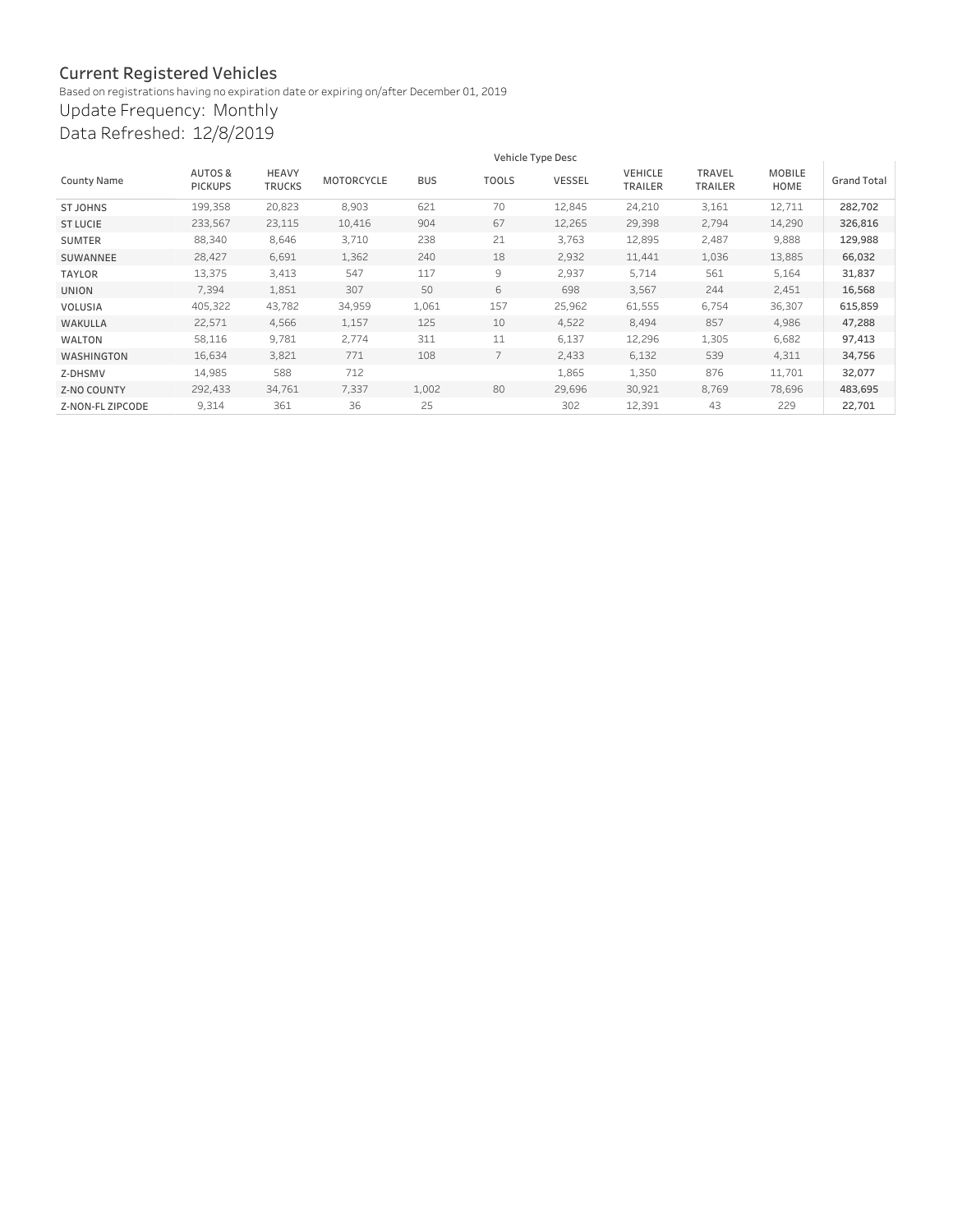## Current Registered Vehicles

Based on registrations having no expiration date or expiring on/after December 01, 2019

Update Frequency: Monthly

Data Refreshed: 12/8/2019

| County Name | Vehicle Type Desc | | | | | | | | | Grand Total |
|---|---|---|---|---|---|---|---|---|---|---|
| | AUTOS & PICKUPS | HEAVY TRUCKS | MOTORCYCLE | BUS | TOOLS | VESSEL | VEHICLE TRAILER | TRAVEL TRAILER | MOBILE HOME | |
| ST JOHNS | 199,358 | 20,823 | 8,903 | 621 | 70 | 12,845 | 24,210 | 3,161 | 12,711 | 282,702 |
| ST LUCIE | 233,567 | 23,115 | 10,416 | 904 | 67 | 12,265 | 29,398 | 2,794 | 14,290 | 326,816 |
| SUMTER | 88,340 | 8,646 | 3,710 | 238 | 21 | 3,763 | 12,895 | 2,487 | 9,888 | 129,988 |
| SUWANNEE | 28,427 | 6,691 | 1,362 | 240 | 18 | 2,932 | 11,441 | 1,036 | 13,885 | 66,032 |
| TAYLOR | 13,375 | 3,413 | 547 | 117 | 9 | 2,937 | 5,714 | 561 | 5,164 | 31,837 |
| UNION | 7,394 | 1,851 | 307 | 50 | 6 | 698 | 3,567 | 244 | 2,451 | 16,568 |
| VOLUSIA | 405,322 | 43,782 | 34,959 | 1,061 | 157 | 25,962 | 61,555 | 6,754 | 36,307 | 615,859 |
| WAKULLA | 22,571 | 4,566 | 1,157 | 125 | 10 | 4,522 | 8,494 | 857 | 4,986 | 47,288 |
| WALTON | 58,116 | 9,781 | 2,774 | 311 | 11 | 6,137 | 12,296 | 1,305 | 6,682 | 97,413 |
| WASHINGTON | 16,634 | 3,821 | 771 | 108 | 7 | 2,433 | 6,132 | 539 | 4,311 | 34,756 |
| Z-DHSMV | 14,985 | 588 | 712 | | | 1,865 | 1,350 | 876 | 11,701 | 32,077 |
| Z-NO COUNTY | 292,433 | 34,761 | 7,337 | 1,002 | 80 | 29,696 | 30,921 | 8,769 | 78,696 | 483,695 |
| Z-NON-FL ZIPCODE | 9,314 | 361 | 36 | 25 | | 302 | 12,391 | 43 | 229 | 22,701 |